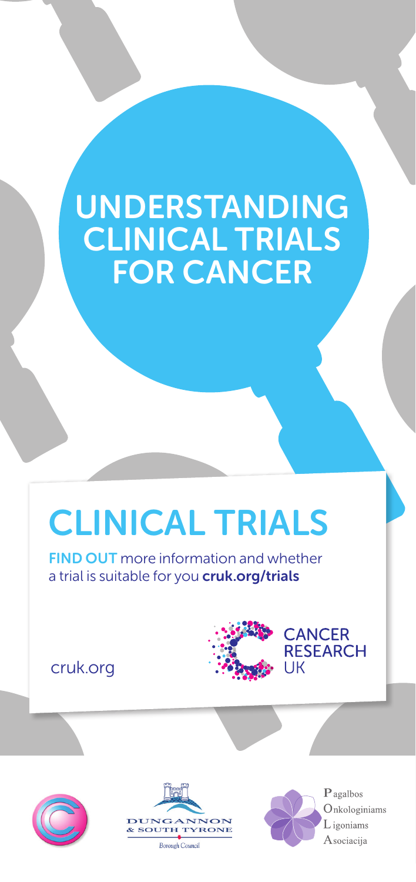# UNDERSTANDING CLINICAL TRIALS FOR CANCER

## CLINICAL TRIALS

**FIND OUT** more information and whether a trial is suitable for you **cruk.org/trials**

cruk.org

CANCER RESEARCH UK

DUNGANNON & SOUTH TYRONE

Borough Council

Pagalbos Onkologiniams Ligoniams Asociacija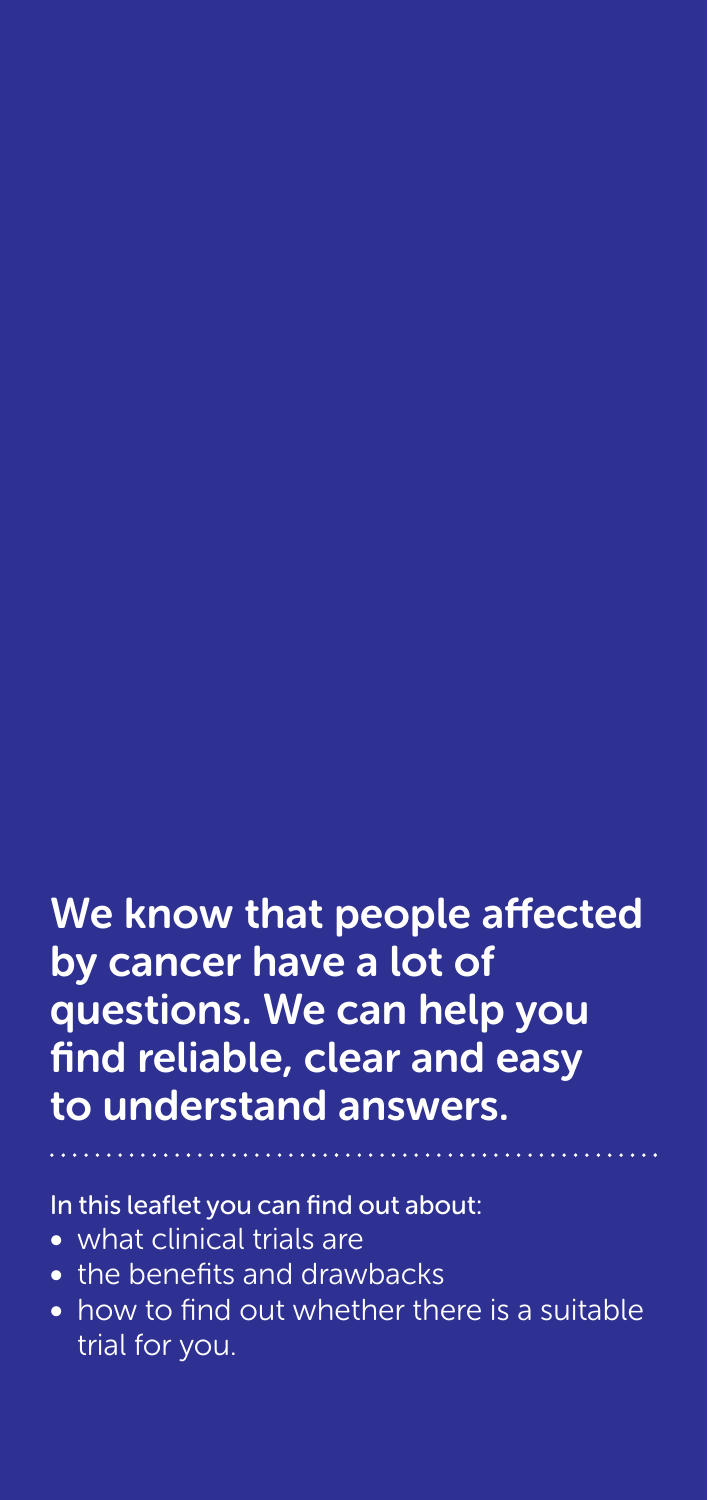## We know that people affected by cancer have a lot of questions. We can help you find reliable, clear and easy to understand answers.

In this leaflet you can find out about:

- what clinical trials are
- the benefits and drawbacks
- how to find out whether there is a suitable trial for you.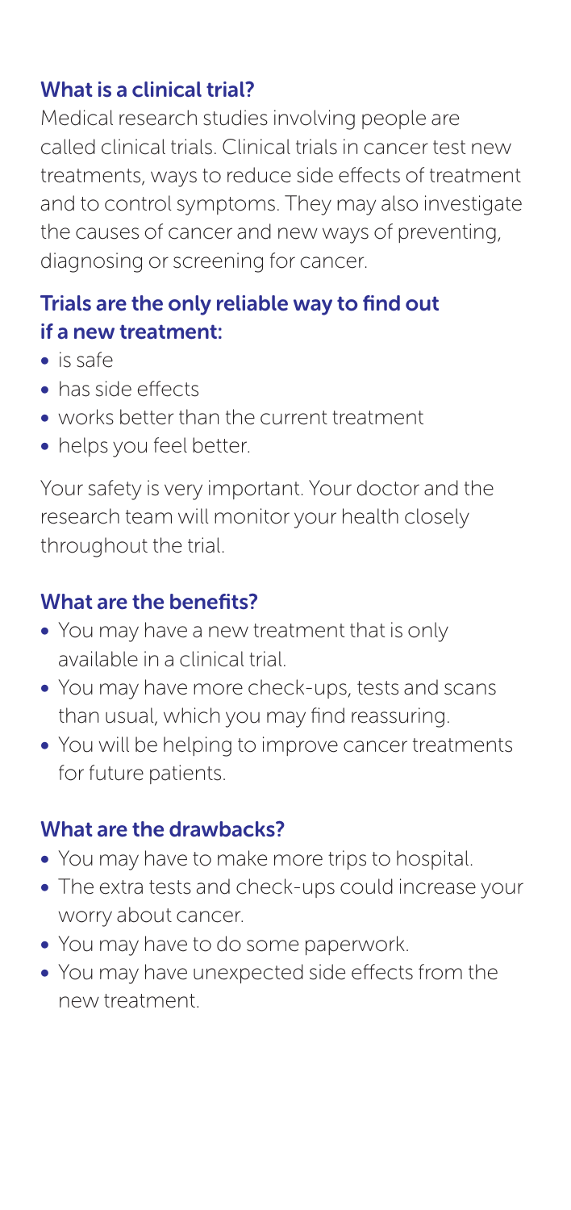## What is a clinical trial?

Medical research studies involving people are called clinical trials. Clinical trials in cancer test new treatments, ways to reduce side effects of treatment and to control symptoms. They may also investigate the causes of cancer and new ways of preventing, diagnosing or screening for cancer.

## Trials are the only reliable way to find out if a new treatment:

- is safe
- has side effects
- works better than the current treatment
- helps you feel better.

Your safety is very important. Your doctor and the research team will monitor your health closely throughout the trial.

## What are the benefits?

- You may have a new treatment that is only available in a clinical trial.
- You may have more check-ups, tests and scans than usual, which you may find reassuring.
- You will be helping to improve cancer treatments for future patients.

## What are the drawbacks?

- You may have to make more trips to hospital.
- The extra tests and check-ups could increase your worry about cancer.
- You may have to do some paperwork.
- You may have unexpected side effects from the new treatment.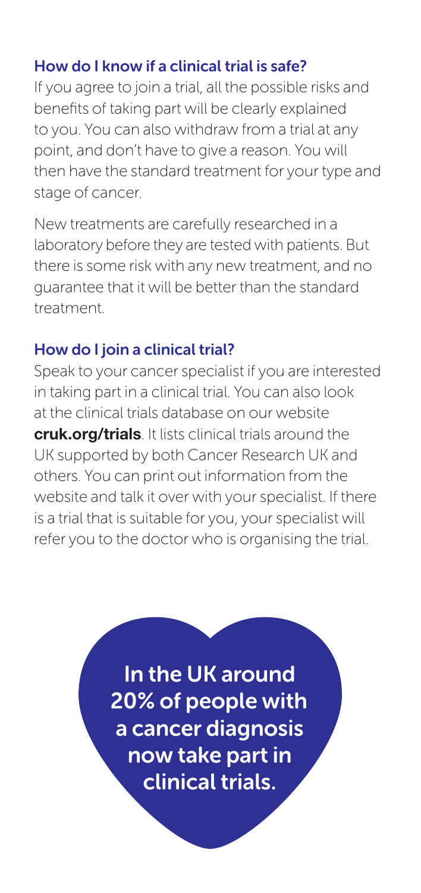## How do I know if a clinical trial is safe?

If you agree to join a trial, all the possible risks and benefits of taking part will be clearly explained to you. You can also withdraw from a trial at any point, and don't have to give a reason. You will then have the standard treatment for your type and stage of cancer.

New treatments are carefully researched in a laboratory before they are tested with patients. But there is some risk with any new treatment, and no guarantee that it will be better than the standard treatment.

## How do I join a clinical trial?

Speak to your cancer specialist if you are interested in taking part in a clinical trial. You can also look at the clinical trials database on our website **cruk.org/trials**. It lists clinical trials around the UK supported by both Cancer Research UK and others. You can print out information from the website and talk it over with your specialist. If there is a trial that is suitable for you, your specialist will refer you to the doctor who is organising the trial.

**In the UK around 20% of people with a cancer diagnosis now take part in clinical trials.**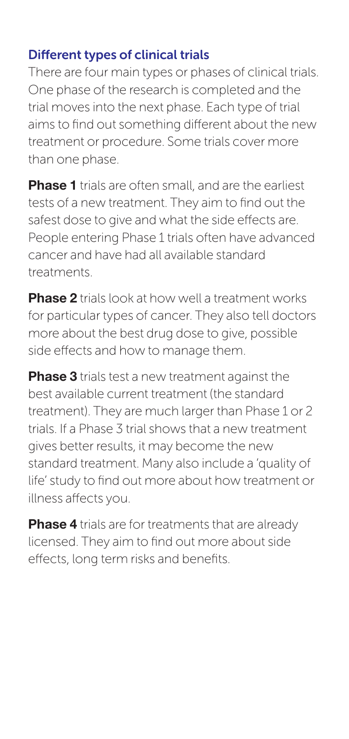## Different types of clinical trials

There are four main types or phases of clinical trials. One phase of the research is completed and the trial moves into the next phase. Each type of trial aims to find out something different about the new treatment or procedure. Some trials cover more than one phase.

**Phase 1** trials are often small, and are the earliest tests of a new treatment. They aim to find out the safest dose to give and what the side effects are. People entering Phase 1 trials often have advanced cancer and have had all available standard treatments.

**Phase 2** trials look at how well a treatment works for particular types of cancer. They also tell doctors more about the best drug dose to give, possible side effects and how to manage them.

**Phase 3** trials test a new treatment against the best available current treatment (the standard treatment). They are much larger than Phase 1 or 2 trials. If a Phase 3 trial shows that a new treatment gives better results, it may become the new standard treatment. Many also include a 'quality of life' study to find out more about how treatment or illness affects you.

**Phase 4** trials are for treatments that are already licensed. They aim to find out more about side effects, long term risks and benefits.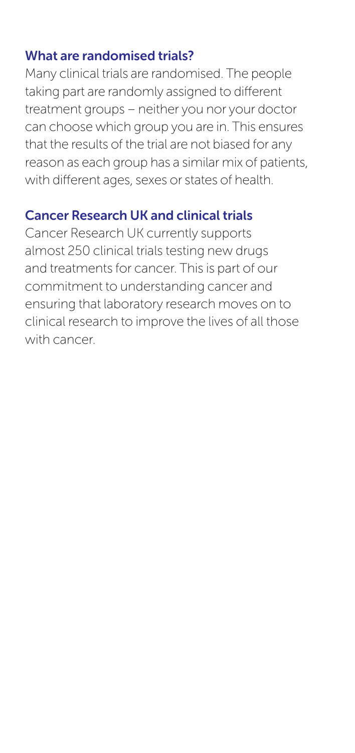## What are randomised trials?

Many clinical trials are randomised. The people taking part are randomly assigned to different treatment groups – neither you nor your doctor can choose which group you are in. This ensures that the results of the trial are not biased for any reason as each group has a similar mix of patients, with different ages, sexes or states of health.

## Cancer Research UK and clinical trials

Cancer Research UK currently supports almost 250 clinical trials testing new drugs and treatments for cancer. This is part of our commitment to understanding cancer and ensuring that laboratory research moves on to clinical research to improve the lives of all those with cancer.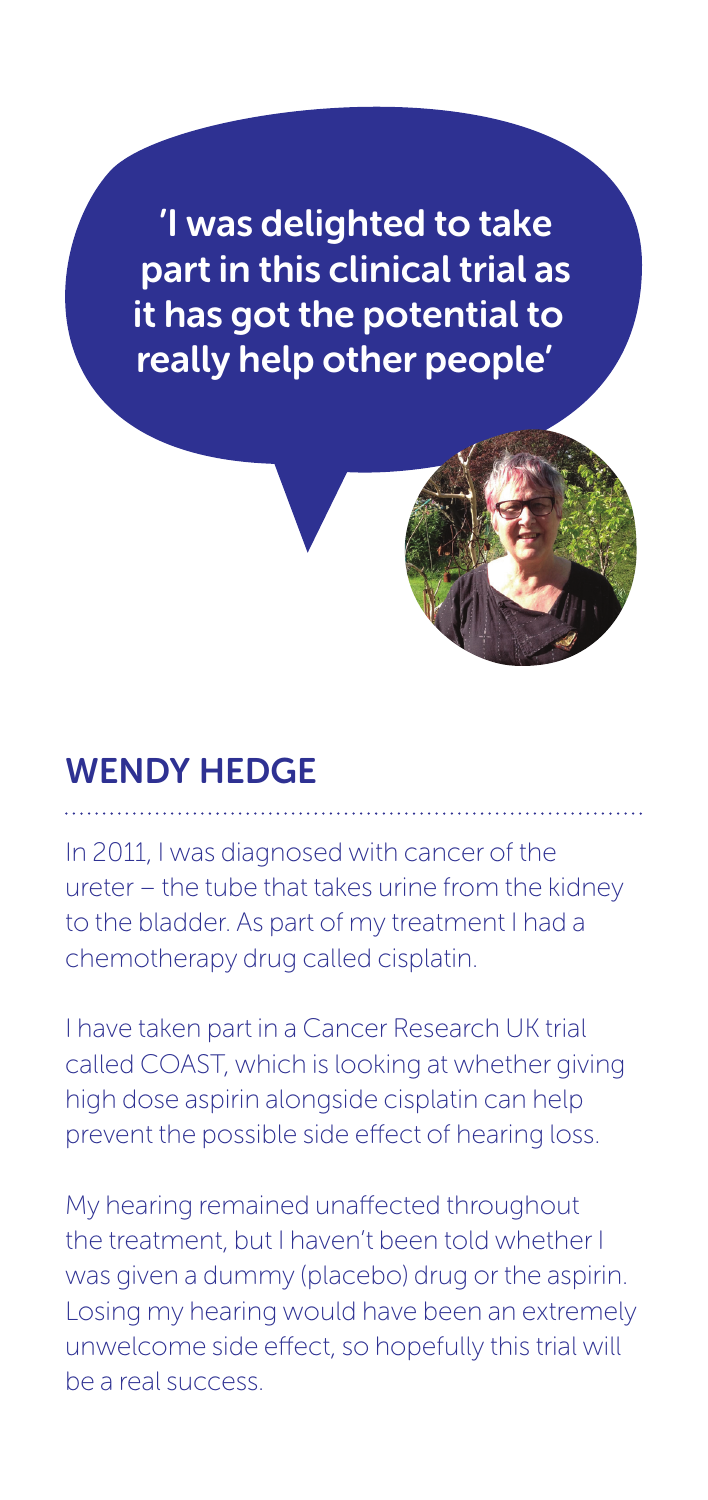**'I was delighted to take part in this clinical trial as it has got the potential to really help other people'**

## WENDY HEDGE

In 2011, I was diagnosed with cancer of the ureter – the tube that takes urine from the kidney to the bladder. As part of my treatment I had a chemotherapy drug called cisplatin.

I have taken part in a Cancer Research UK trial called COAST, which is looking at whether giving high dose aspirin alongside cisplatin can help prevent the possible side effect of hearing loss.

My hearing remained unaffected throughout the treatment, but I haven't been told whether I was given a dummy (placebo) drug or the aspirin. Losing my hearing would have been an extremely unwelcome side effect, so hopefully this trial will be a real success.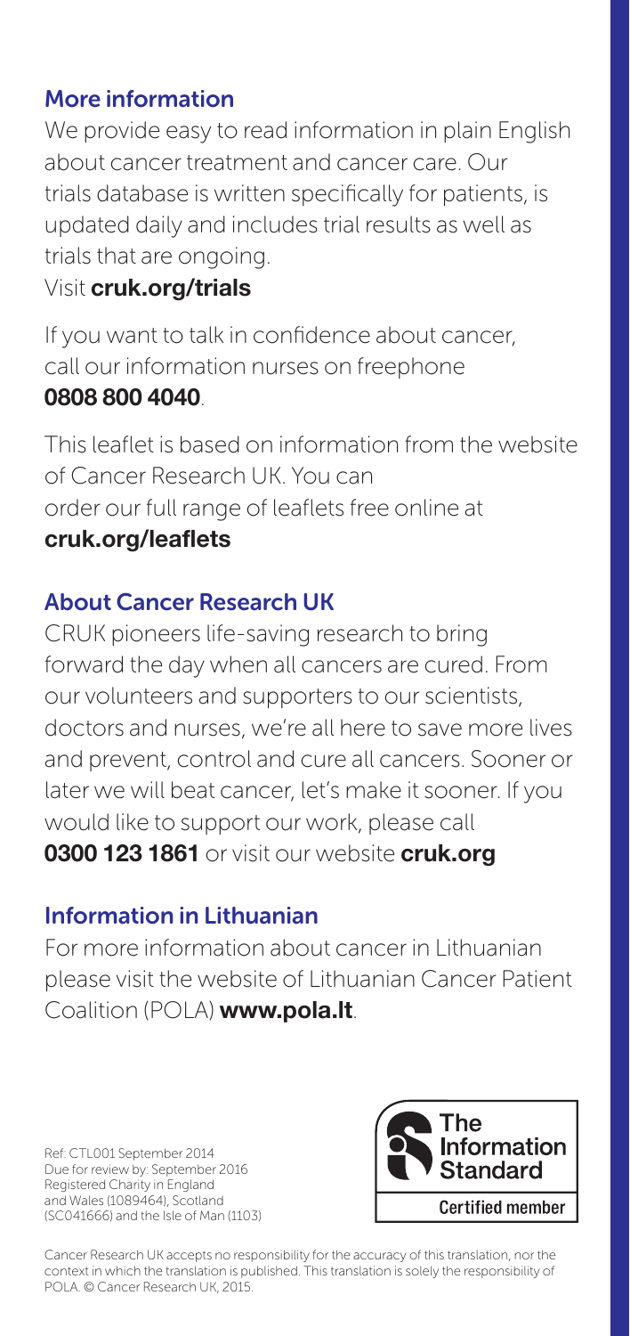## More information

We provide easy to read information in plain English about cancer treatment and cancer care. Our trials database is written specifically for patients, is updated daily and includes trial results as well as trials that are ongoing.
Visit **cruk.org/trials**

If you want to talk in confidence about cancer, call our information nurses on freephone **0808 800 4040**.

This leaflet is based on information from the website of Cancer Research UK. You can order our full range of leaflets free online at **cruk.org/leaflets**

## About Cancer Research UK

CRUK pioneers life-saving research to bring forward the day when all cancers are cured. From our volunteers and supporters to our scientists, doctors and nurses, we're all here to save more lives and prevent, control and cure all cancers. Sooner or later we will beat cancer, let's make it sooner. If you would like to support our work, please call **0300 123 1861** or visit our website **cruk.org**

## Information in Lithuanian

For more information about cancer in Lithuanian please visit the website of Lithuanian Cancer Patient Coalition (POLA) **www.pola.lt**.

Ref: CTL001 September 2014
Due for review by: September 2016
Registered Charity in England and Wales (1089464), Scotland (SC041666) and the Isle of Man (1103)

The Information Standard
Certified member

Cancer Research UK accepts no responsibility for the accuracy of this translation, nor the context in which the translation is published. This translation is solely the responsibility of POLA. © Cancer Research UK, 2015.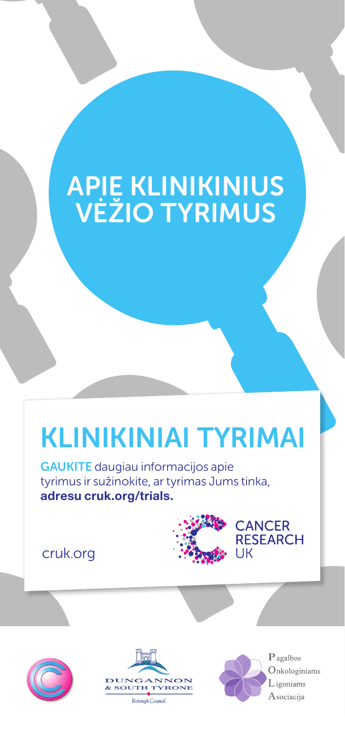# APIE KLINIKINIUS VĖŽIO TYRIMUS

## KLINIKINIAI TYRIMAI

GAUKITE daugiau informacijos apie tyrimus ir sužinokite, ar tyrimas Jums tinka, **adresu cruk.org/trials.**

cruk.org

CANCER RESEARCH UK

DUNGANNON & SOUTH TYRONE Borough Council

Pagalbos Onkologiniams Ligoniams Asociacija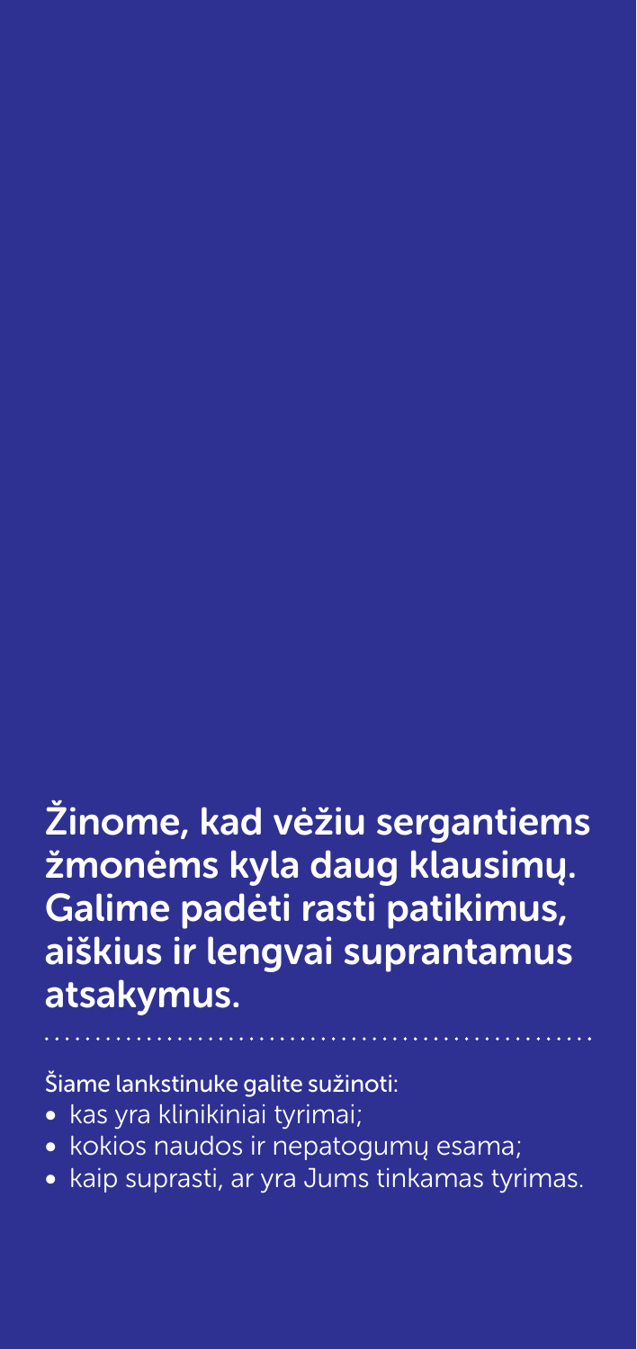**Žinome, kad vėžiu sergantiems žmonėms kyla daug klausimų. Galime padėti rasti patikimus, aiškius ir lengvai suprantamus atsakymus.**

Šiame lankstinuke galite sužinoti:

- kas yra klinikiniai tyrimai;
- kokios naudos ir nepatogumų esama;
- kaip suprasti, ar yra Jums tinkamas tyrimas.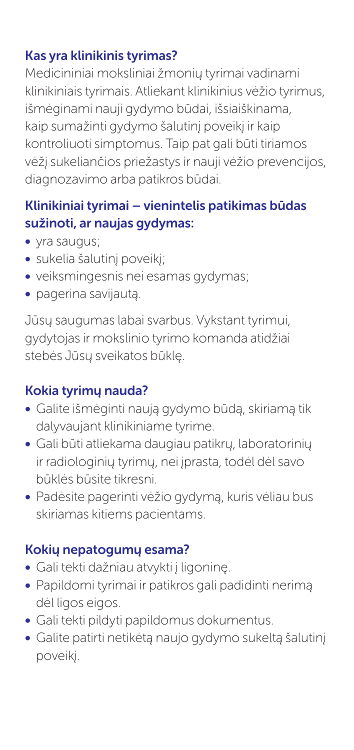## Kas yra klinikinis tyrimas?

Medicininiai moksliniai žmonių tyrimai vadinami klinikiniais tyrimais. Atliekant klinikinius vėžio tyrimus, išmėginami nauji gydymo būdai, išsiaiškinama, kaip sumažinti gydymo šalutinį poveikį ir kaip kontroliuoti simptomus. Taip pat gali būti tiriamos vėžį sukeliančios priežastys ir nauji vėžio prevencijos, diagnozavimo arba patikros būdai.

## Klinikiniai tyrimai – vienintelis patikimas būdas sužinoti, ar naujas gydymas:

- yra saugus;
- sukelia šalutinį poveikį;
- veiksmingesnis nei esamas gydymas;
- pagerina savijautą.

Jūsų saugumas labai svarbus. Vykstant tyrimui, gydytojas ir mokslinio tyrimo komanda atidžiai stebės Jūsų sveikatos būklę.

## Kokia tyrimų nauda?

- Galite išmėginti naują gydymo būdą, skiriamą tik dalyvaujant klinikiniame tyrime.
- Gali būti atliekama daugiau patikrų, laboratorinių ir radiologinių tyrimų, nei įprasta, todėl dėl savo būklės būsite tikresni.
- Padėsite pagerinti vėžio gydymą, kuris vėliau bus skiriamas kitiems pacientams.

## Kokių nepatogumų esama?

- Gali tekti dažniau atvykti į ligoninę.
- Papildomi tyrimai ir patikros gali padidinti nerimą dėl ligos eigos.
- Gali tekti pildyti papildomus dokumentus.
- Galite patirti netikėtą naujo gydymo sukeltą šalutinį poveikį.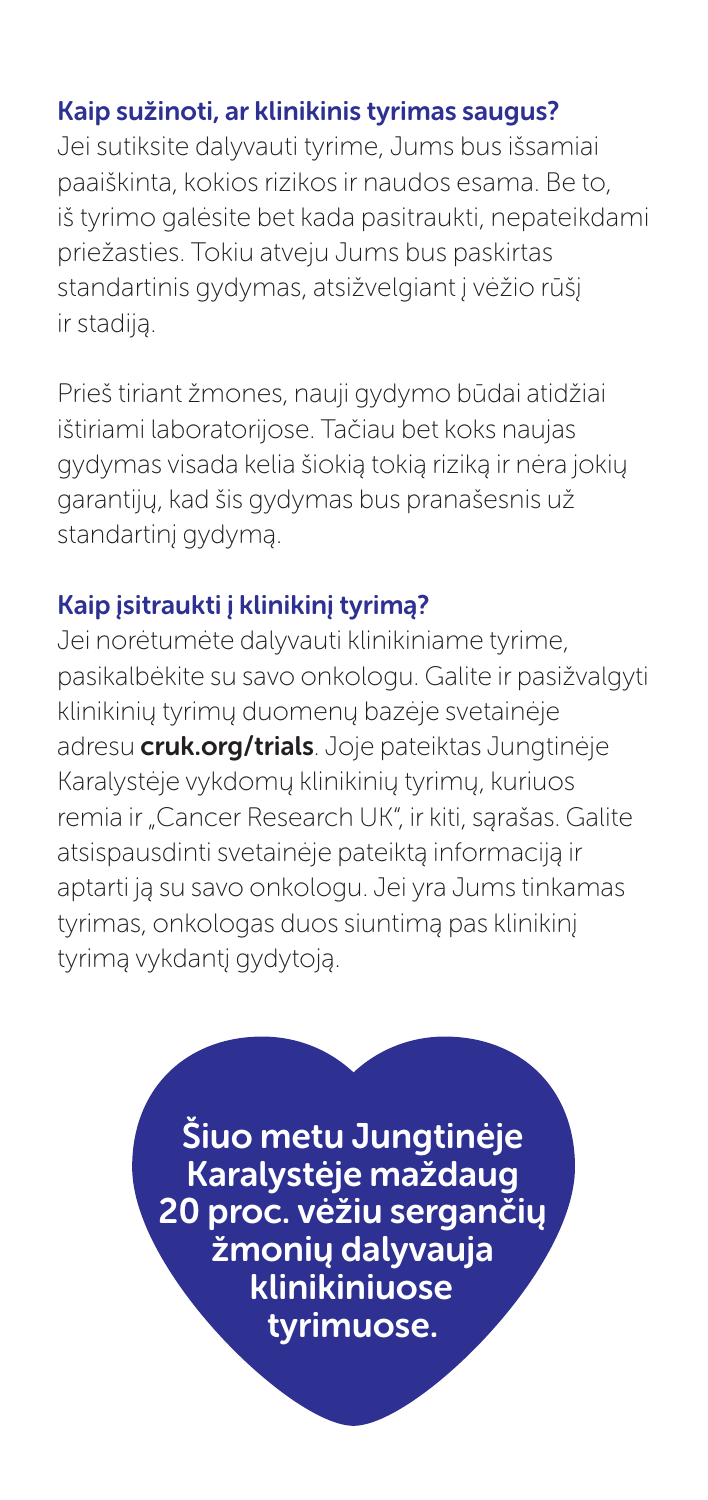### Kaip sužinoti, ar klinikinis tyrimas saugus?

Jei sutiksite dalyvauti tyrime, Jums bus išsamiai paaiškinta, kokios rizikos ir naudos esama. Be to, iš tyrimo galėsite bet kada pasitraukti, nepateikdami priežasties. Tokiu atveju Jums bus paskirtas standartinis gydymas, atsižvelgiant į vėžio rūšį ir stadiją.

Prieš tiriant žmones, nauji gydymo būdai atidžiai ištiriami laboratorijose. Tačiau bet koks naujas gydymas visada kelia šiokią tokią riziką ir nėra jokių garantijų, kad šis gydymas bus pranašesnis už standartinį gydymą.

### Kaip įsitraukti į klinikinį tyrimą?

Jei norėtumėte dalyvauti klinikiniame tyrime, pasikalbėkite su savo onkologu. Galite ir pasižvalgyti klinikinių tyrimų duomenų bazėje svetainėje adresu **cruk.org/trials**. Joje pateiktas Jungtinėje Karalystėje vykdomų klinikinių tyrimų, kuriuos remia ir „Cancer Research UK", ir kiti, sąrašas. Galite atsispausdinti svetainėje pateiktą informaciją ir aptarti ją su savo onkologu. Jei yra Jums tinkamas tyrimas, onkologas duos siuntimą pas klinikinį tyrimą vykdantį gydytoją.

**Šiuo metu Jungtinėje Karalystėje maždaug 20 proc. vėžiu sergančių žmonių dalyvauja klinikiniuose tyrimuose.**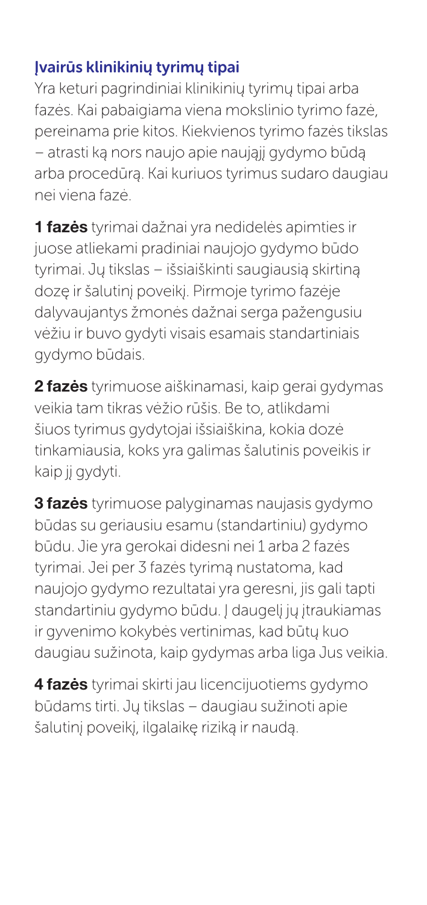## Įvairūs klinikinių tyrimų tipai

Yra keturi pagrindiniai klinikinių tyrimų tipai arba fazės. Kai pabaigiama viena mokslinio tyrimo fazė, pereinama prie kitos. Kiekvienos tyrimo fazės tikslas – atrasti ką nors naujo apie naująjį gydymo būdą arba procedūrą. Kai kuriuos tyrimus sudaro daugiau nei viena fazė.

**1 fazės** tyrimai dažnai yra nedidelės apimties ir juose atliekami pradiniai naujojo gydymo būdo tyrimai. Jų tikslas – išsiaiškinti saugiausią skirtiną dozę ir šalutinį poveikį. Pirmoje tyrimo fazėje dalyvaujantys žmonės dažnai serga pažengusiu vėžiu ir buvo gydyti visais esamais standartiniais gydymo būdais.

**2 fazės** tyrimuose aiškinamasi, kaip gerai gydymas veikia tam tikras vėžio rūšis. Be to, atlikdami šiuos tyrimus gydytojai išsiaiškina, kokia dozė tinkamiausia, koks yra galimas šalutinis poveikis ir kaip jį gydyti.

**3 fazės** tyrimuose palyginamas naujasis gydymo būdas su geriausiu esamu (standartiniu) gydymo būdu. Jie yra gerokai didesni nei 1 arba 2 fazės tyrimai. Jei per 3 fazės tyrimą nustatoma, kad naujojo gydymo rezultatai yra geresni, jis gali tapti standartiniu gydymo būdu. Į daugelį jų įtraukiamas ir gyvenimo kokybės vertinimas, kad būtų kuo daugiau sužinota, kaip gydymas arba liga Jus veikia.

**4 fazės** tyrimai skirti jau licencijuotiems gydymo būdams tirti. Jų tikslas – daugiau sužinoti apie šalutinį poveikį, ilgalaikę riziką ir naudą.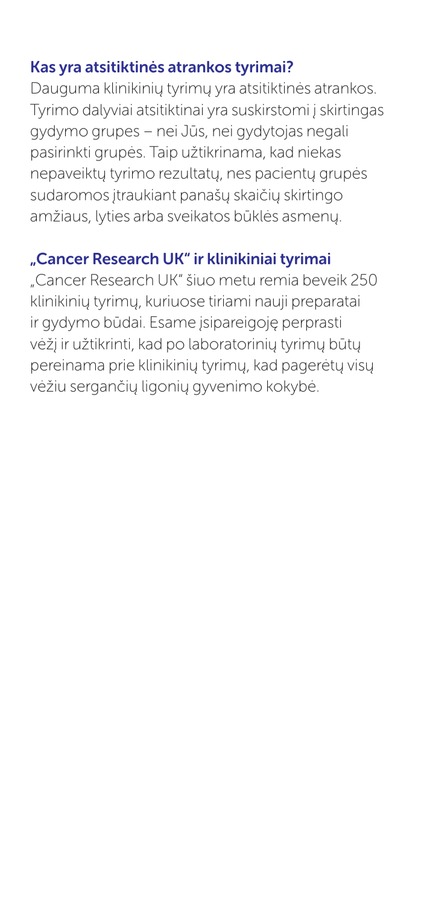## Kas yra atsitiktinės atrankos tyrimai?

Dauguma klinikinių tyrimų yra atsitiktinės atrankos. Tyrimo dalyviai atsitiktinai yra suskirstomi į skirtingas gydymo grupes – nei Jūs, nei gydytojas negali pasirinkti grupės. Taip užtikrinama, kad niekas nepaveiktų tyrimo rezultatų, nes pacientų grupės sudaromos įtraukiant panašų skaičių skirtingo amžiaus, lyties arba sveikatos būklės asmenų.

## „Cancer Research UK" ir klinikiniai tyrimai

„Cancer Research UK" šiuo metu remia beveik 250 klinikinių tyrimų, kuriuose tiriami nauji preparatai ir gydymo būdai. Esame įsipareigoję perprasti vėžį ir užtikrinti, kad po laboratorinių tyrimų būtų pereinama prie klinikinių tyrimų, kad pagerėtų visų vėžiu sergančių ligonių gyvenimo kokybė.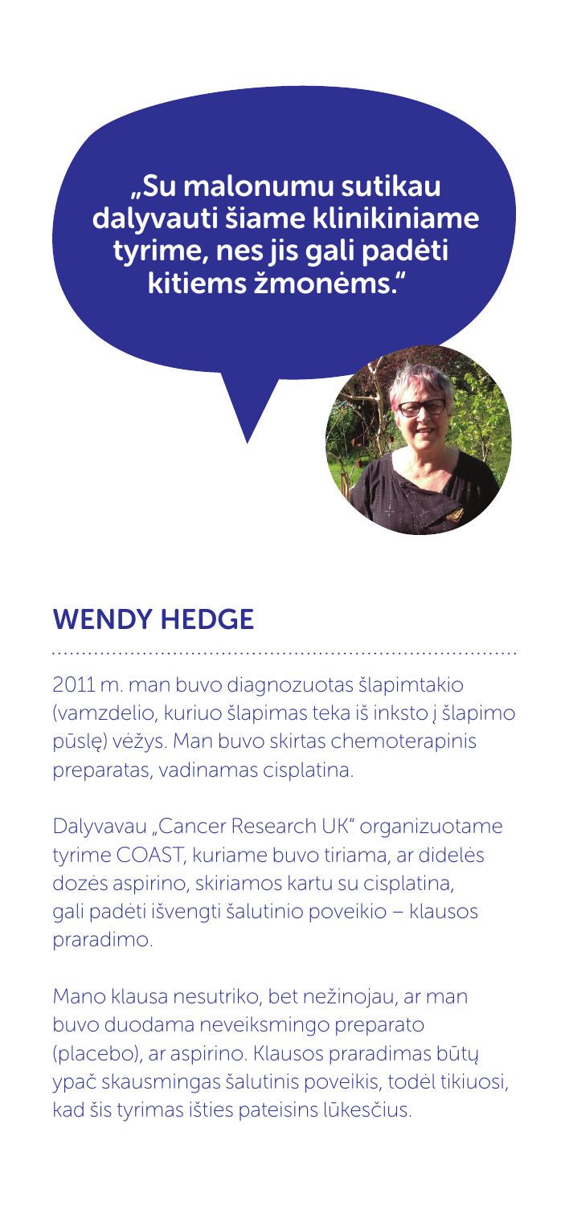„Su malonumu sutikau dalyvauti šiame klinikiniame tyrime, nes jis gali padėti kitiems žmonėms."

## WENDY HEDGE

2011 m. man buvo diagnozuotas šlapimtakio (vamzdelio, kuriuo šlapimas teka iš inksto į šlapimo pūslę) vėžys. Man buvo skirtas chemoterapinis preparatas, vadinamas cisplatina.

Dalyvavau „Cancer Research UK" organizuotame tyrime COAST, kuriame buvo tiriama, ar didelės dozės aspirino, skiriamos kartu su cisplatina, gali padėti išvengti šalutinio poveikio – klausos praradimo.

Mano klausa nesutriko, bet nežinojau, ar man buvo duodama neveiksmingo preparato (placebo), ar aspirino. Klausos praradimas būtų ypač skausmingas šalutinis poveikis, todėl tikiuosi, kad šis tyrimas išties pateisins lūkesčius.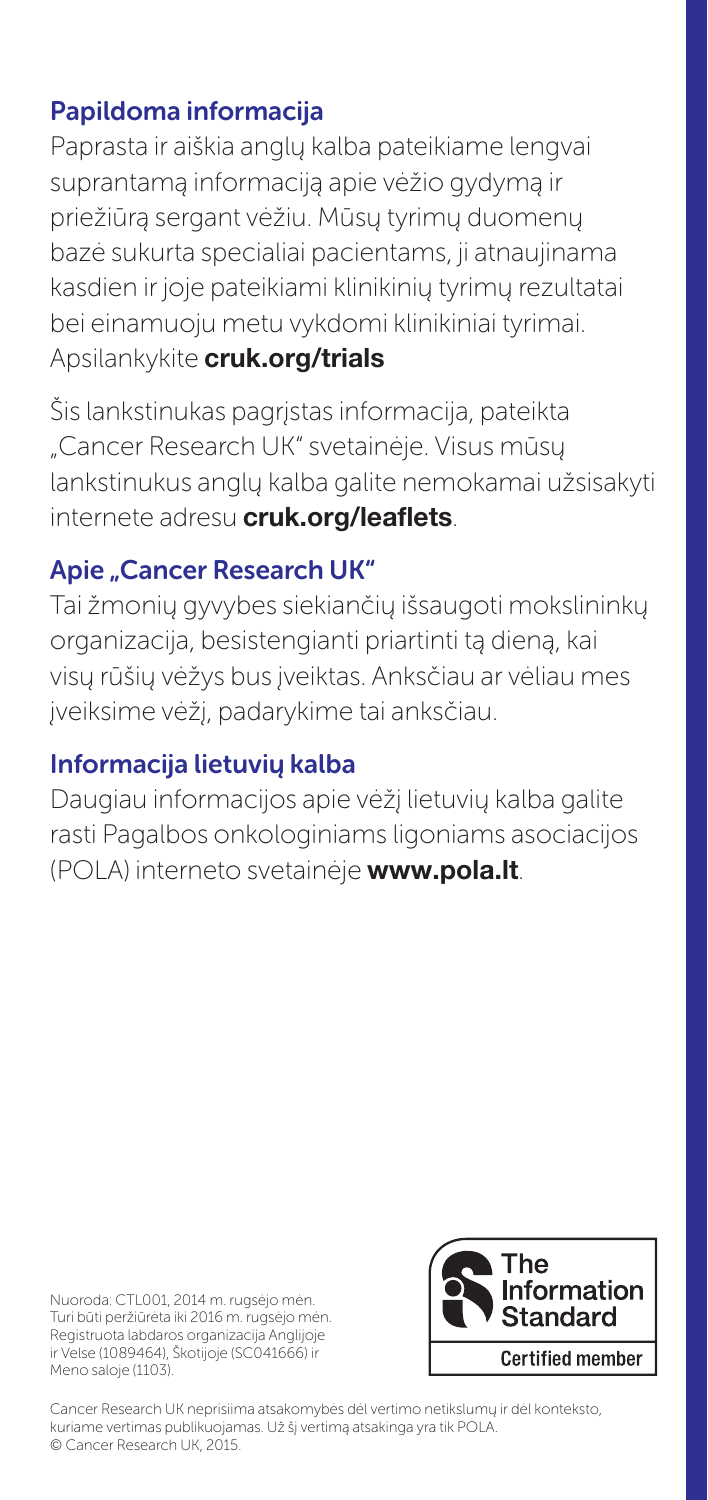## Papildoma informacija

Paprasta ir aiškia anglų kalba pateikiame lengvai suprantamą informaciją apie vėžio gydymą ir priežiūrą sergant vėžiu. Mūsų tyrimų duomenų bazė sukurta specialiai pacientams, ji atnaujinama kasdien ir joje pateikiami klinikinių tyrimų rezultatai bei einamuoju metu vykdomi klinikiniai tyrimai. Apsilankykite **cruk.org/trials**

Šis lankstinukas pagrįstas informacija, pateikta „Cancer Research UK" svetainėje. Visus mūsų lankstinukus anglų kalba galite nemokamai užsisakyti internete adresu **cruk.org/leaflets**.

## Apie „Cancer Research UK"

Tai žmonių gyvybes siekiančių išsaugoti mokslininkų organizacija, besistengianti priartinti tą dieną, kai visų rūšių vėžys bus įveiktas. Anksčiau ar vėliau mes įveiksime vėžį, padarykime tai anksčiau.

## Informacija lietuvių kalba

Daugiau informacijos apie vėžį lietuvių kalba galite rasti Pagalbos onkologiniams ligoniams asociacijos (POLA) interneto svetainėje **www.pola.lt**.

Nuoroda: CTL001, 2014 m. rugsėjo mėn.
Turi būti peržiūrėta iki 2016 m. rugsėjo mėn.
Registruota labdaros organizacija Anglijoje ir Velse (1089464), Škotijoje (SC041666) ir Meno saloje (1103).

The Information Standard
Certified member

Cancer Research UK neprisiima atsakomybės dėl vertimo netikslumų ir dėl konteksto, kuriame vertimas publikuojamas. Už šį vertimą atsakinga yra tik POLA.
© Cancer Research UK, 2015.